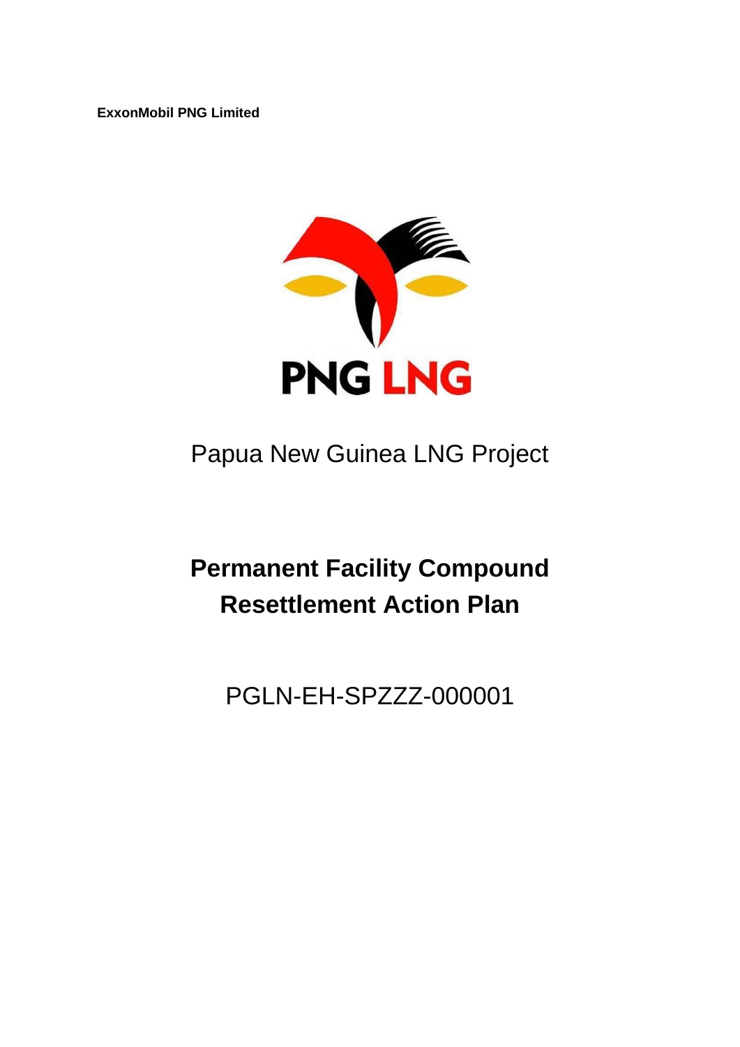**ExxonMobil PNG Limited**

PNG LNG

Papua New Guinea LNG Project

# Permanent Facility Compound Resettlement Action Plan

PGLN-EH-SPZZZ-000001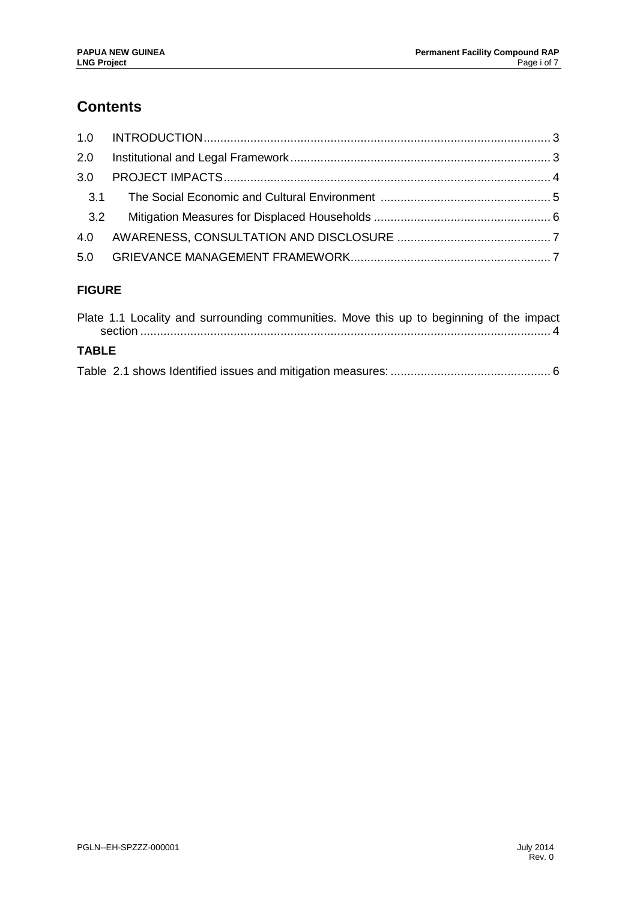# Contents

1.0 INTRODUCTION ........................................................................................................ 3

2.0 Institutional and Legal Framework ............................................................................. 3

3.0 PROJECT IMPACTS ................................................................................................. 4

 3.1 The Social Economic and Cultural Environment ................................................... 5

 3.2 Mitigation Measures for Displaced Households ..................................................... 6

4.0 AWARENESS, CONSULTATION AND DISCLOSURE .............................................. 7

5.0 GRIEVANCE MANAGEMENT FRAMEWORK ............................................................ 7

**FIGURE**

Plate 1.1 Locality and surrounding communities. Move this up to beginning of the impact section ........................................................................................................................... 4

**TABLE**

Table 2.1 shows Identified issues and mitigation measures: ................................................ 6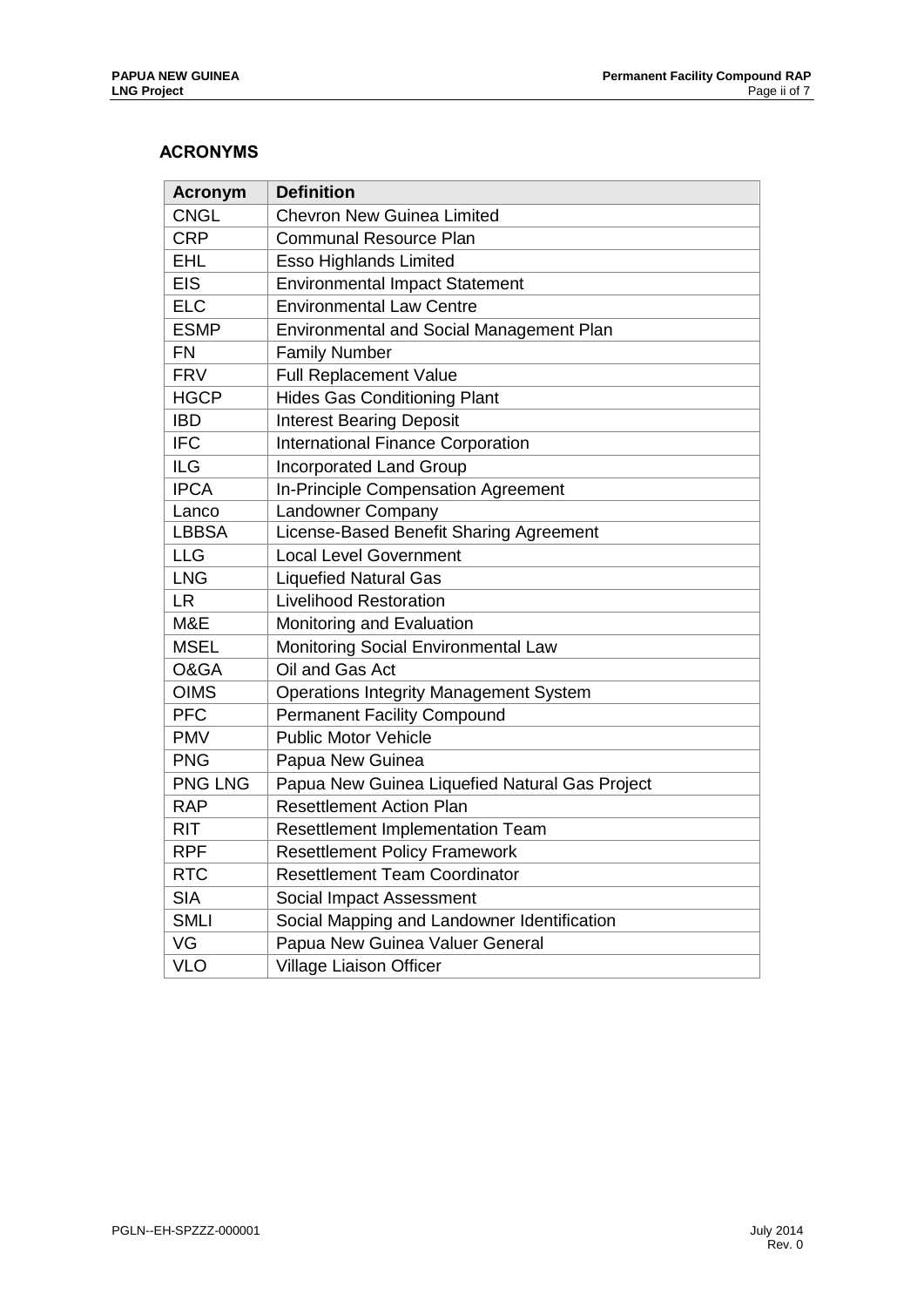## ACRONYMS

| Acronym | Definition |
|---|---|
| CNGL | Chevron New Guinea Limited |
| CRP | Communal Resource Plan |
| EHL | Esso Highlands Limited |
| EIS | Environmental Impact Statement |
| ELC | Environmental Law Centre |
| ESMP | Environmental and Social Management Plan |
| FN | Family Number |
| FRV | Full Replacement Value |
| HGCP | Hides Gas Conditioning Plant |
| IBD | Interest Bearing Deposit |
| IFC | International Finance Corporation |
| ILG | Incorporated Land Group |
| IPCA | In-Principle Compensation Agreement |
| Lanco | Landowner Company |
| LBBSA | License-Based Benefit Sharing Agreement |
| LLG | Local Level Government |
| LNG | Liquefied Natural Gas |
| LR | Livelihood Restoration |
| M&E | Monitoring and Evaluation |
| MSEL | Monitoring Social Environmental Law |
| O&GA | Oil and Gas Act |
| OIMS | Operations Integrity Management System |
| PFC | Permanent Facility Compound |
| PMV | Public Motor Vehicle |
| PNG | Papua New Guinea |
| PNG LNG | Papua New Guinea Liquefied Natural Gas Project |
| RAP | Resettlement Action Plan |
| RIT | Resettlement Implementation Team |
| RPF | Resettlement Policy Framework |
| RTC | Resettlement Team Coordinator |
| SIA | Social Impact Assessment |
| SMLI | Social Mapping and Landowner Identification |
| VG | Papua New Guinea Valuer General |
| VLO | Village Liaison Officer |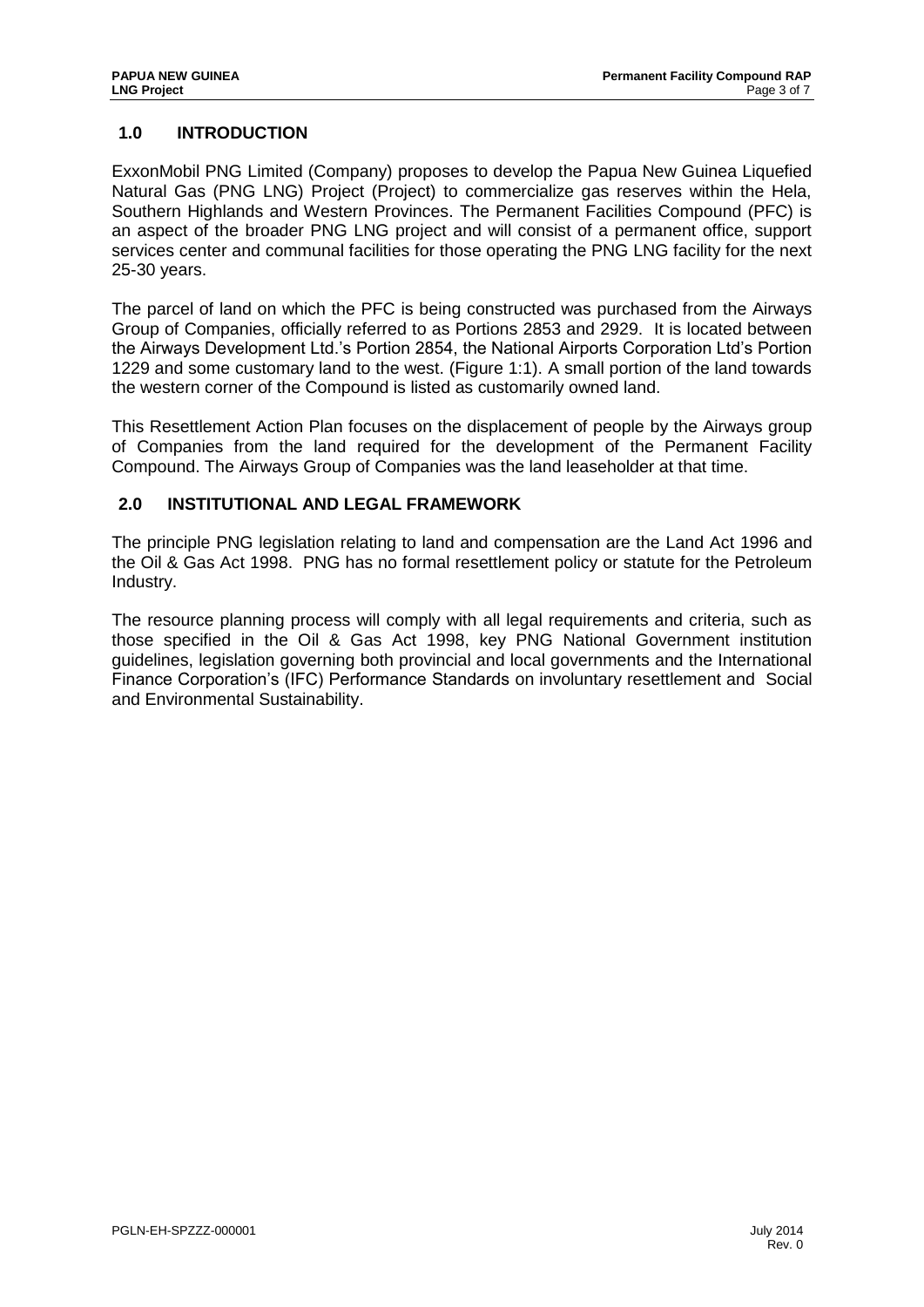## 1.0 INTRODUCTION

ExxonMobil PNG Limited (Company) proposes to develop the Papua New Guinea Liquefied Natural Gas (PNG LNG) Project (Project) to commercialize gas reserves within the Hela, Southern Highlands and Western Provinces. The Permanent Facilities Compound (PFC) is an aspect of the broader PNG LNG project and will consist of a permanent office, support services center and communal facilities for those operating the PNG LNG facility for the next 25-30 years.

The parcel of land on which the PFC is being constructed was purchased from the Airways Group of Companies, officially referred to as Portions 2853 and 2929. It is located between the Airways Development Ltd.'s Portion 2854, the National Airports Corporation Ltd's Portion 1229 and some customary land to the west. (Figure 1:1). A small portion of the land towards the western corner of the Compound is listed as customarily owned land.

This Resettlement Action Plan focuses on the displacement of people by the Airways group of Companies from the land required for the development of the Permanent Facility Compound. The Airways Group of Companies was the land leaseholder at that time.

## 2.0 INSTITUTIONAL AND LEGAL FRAMEWORK

The principle PNG legislation relating to land and compensation are the Land Act 1996 and the Oil & Gas Act 1998. PNG has no formal resettlement policy or statute for the Petroleum Industry.

The resource planning process will comply with all legal requirements and criteria, such as those specified in the Oil & Gas Act 1998, key PNG National Government institution guidelines, legislation governing both provincial and local governments and the International Finance Corporation's (IFC) Performance Standards on involuntary resettlement and Social and Environmental Sustainability.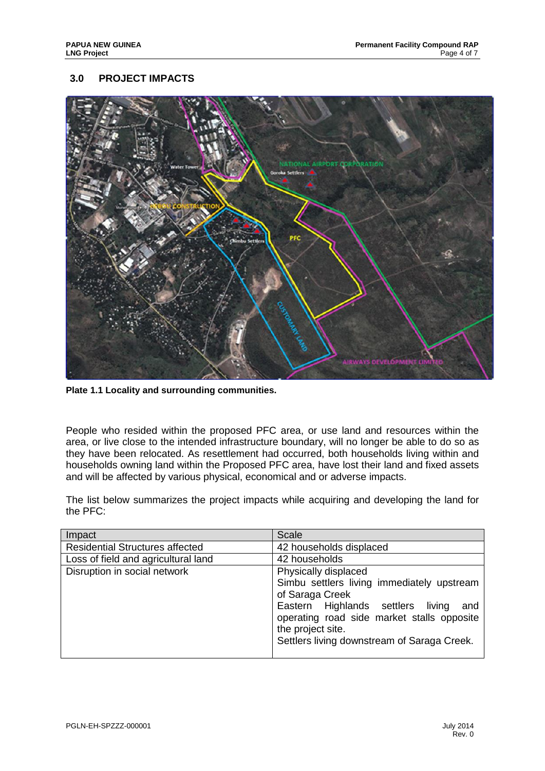## 3.0 PROJECT IMPACTS

Plate 1.1 Locality and surrounding communities.

People who resided within the proposed PFC area, or use land and resources within the area, or live close to the intended infrastructure boundary, will no longer be able to do so as they have been relocated. As resettlement had occurred, both households living within and households owning land within the Proposed PFC area, have lost their land and fixed assets and will be affected by various physical, economical and or adverse impacts.

The list below summarizes the project impacts while acquiring and developing the land for the PFC:

| Impact | Scale |
| --- | --- |
| Residential Structures affected | 42 households displaced |
| Loss of field and agricultural land | 42 households |
| Disruption in social network | Physically displaced<br>Simbu settlers living immediately upstream of Saraga Creek<br>Eastern Highlands settlers living and operating road side market stalls opposite the project site.<br>Settlers living downstream of Saraga Creek. |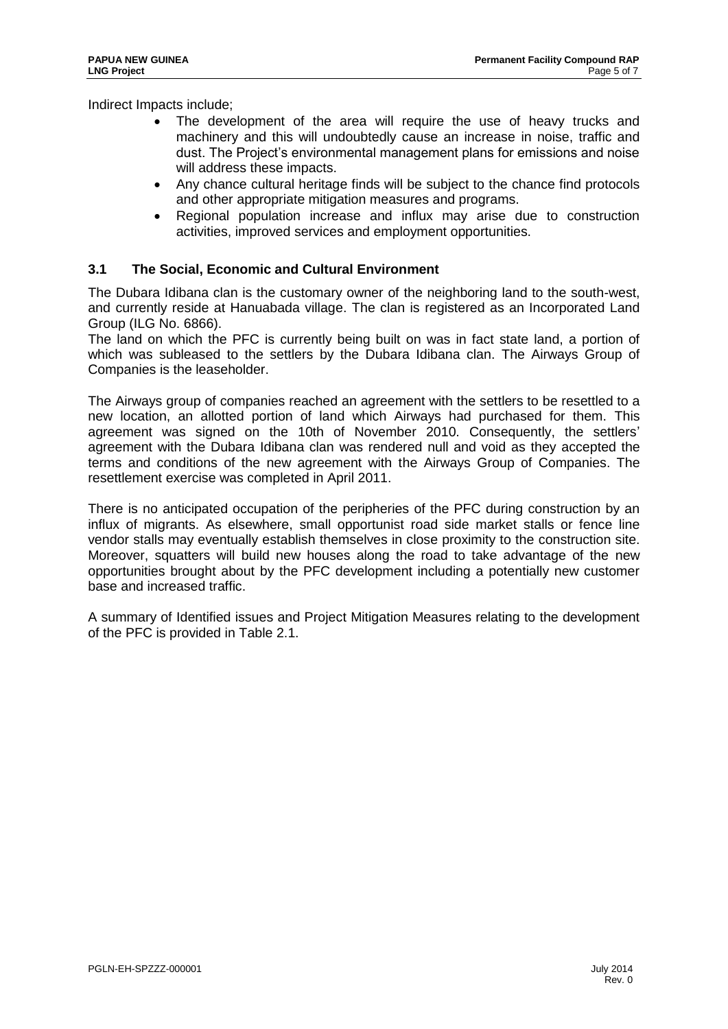Indirect Impacts include;

- The development of the area will require the use of heavy trucks and machinery and this will undoubtedly cause an increase in noise, traffic and dust. The Project's environmental management plans for emissions and noise will address these impacts.
- Any chance cultural heritage finds will be subject to the chance find protocols and other appropriate mitigation measures and programs.
- Regional population increase and influx may arise due to construction activities, improved services and employment opportunities.

### 3.1 The Social, Economic and Cultural Environment

The Dubara Idibana clan is the customary owner of the neighboring land to the south-west, and currently reside at Hanuabada village. The clan is registered as an Incorporated Land Group (ILG No. 6866).

The land on which the PFC is currently being built on was in fact state land, a portion of which was subleased to the settlers by the Dubara Idibana clan. The Airways Group of Companies is the leaseholder.

The Airways group of companies reached an agreement with the settlers to be resettled to a new location, an allotted portion of land which Airways had purchased for them. This agreement was signed on the 10th of November 2010. Consequently, the settlers' agreement with the Dubara Idibana clan was rendered null and void as they accepted the terms and conditions of the new agreement with the Airways Group of Companies. The resettlement exercise was completed in April 2011.

There is no anticipated occupation of the peripheries of the PFC during construction by an influx of migrants. As elsewhere, small opportunist road side market stalls or fence line vendor stalls may eventually establish themselves in close proximity to the construction site. Moreover, squatters will build new houses along the road to take advantage of the new opportunities brought about by the PFC development including a potentially new customer base and increased traffic.

A summary of Identified issues and Project Mitigation Measures relating to the development of the PFC is provided in Table 2.1.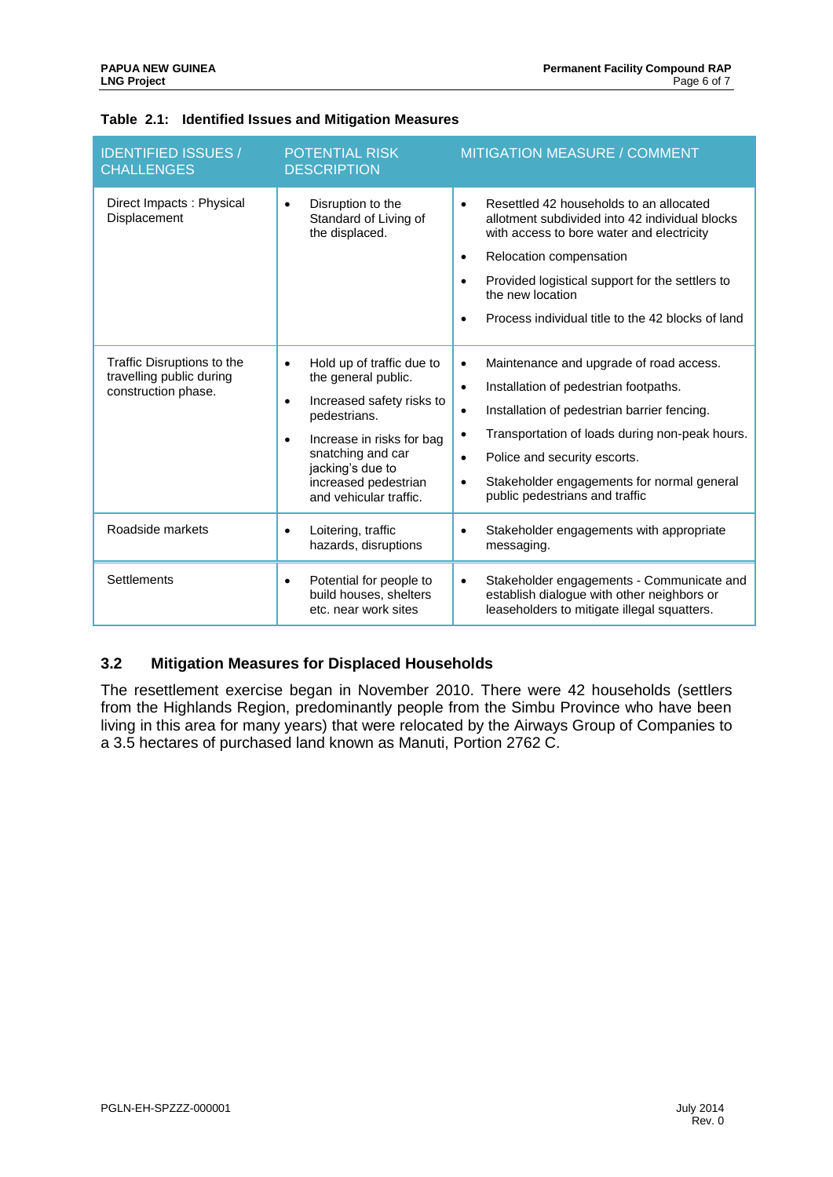**Table 2.1: Identified Issues and Mitigation Measures**

| IDENTIFIED ISSUES / CHALLENGES | POTENTIAL RISK DESCRIPTION | MITIGATION MEASURE / COMMENT |
|---|---|---|
| Direct Impacts : Physical Displacement | • Disruption to the Standard of Living of the displaced. | • Resettled 42 households to an allocated allotment subdivided into 42 individual blocks with access to bore water and electricity<br>• Relocation compensation<br>• Provided logistical support for the settlers to the new location<br>• Process individual title to the 42 blocks of land |
| Traffic Disruptions to the travelling public during construction phase. | • Hold up of traffic due to the general public.<br>• Increased safety risks to pedestrians.<br>• Increase in risks for bag snatching and car jacking's due to increased pedestrian and vehicular traffic. | • Maintenance and upgrade of road access.<br>• Installation of pedestrian footpaths.<br>• Installation of pedestrian barrier fencing.<br>• Transportation of loads during non-peak hours.<br>• Police and security escorts.<br>• Stakeholder engagements for normal general public pedestrians and traffic |
| Roadside markets | • Loitering, traffic hazards, disruptions | • Stakeholder engagements with appropriate messaging. |
| Settlements | • Potential for people to build houses, shelters etc. near work sites | • Stakeholder engagements - Communicate and establish dialogue with other neighbors or leaseholders to mitigate illegal squatters. |

### 3.2 Mitigation Measures for Displaced Households

The resettlement exercise began in November 2010. There were 42 households (settlers from the Highlands Region, predominantly people from the Simbu Province who have been living in this area for many years) that were relocated by the Airways Group of Companies to a 3.5 hectares of purchased land known as Manuti, Portion 2762 C.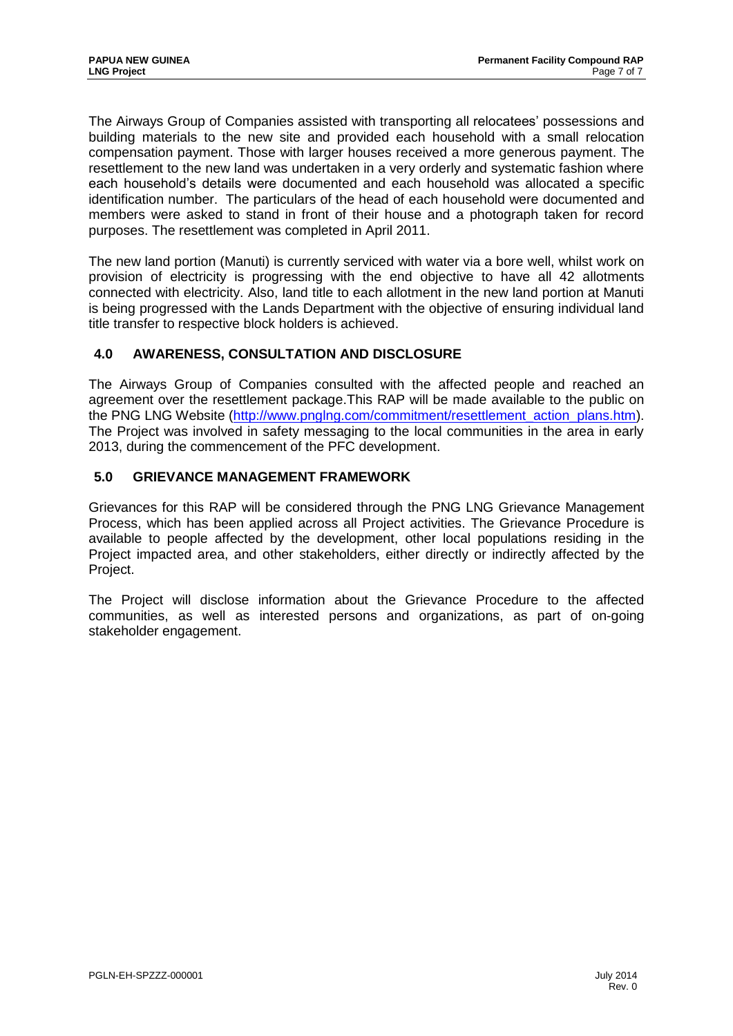The Airways Group of Companies assisted with transporting all relocatees' possessions and building materials to the new site and provided each household with a small relocation compensation payment. Those with larger houses received a more generous payment. The resettlement to the new land was undertaken in a very orderly and systematic fashion where each household's details were documented and each household was allocated a specific identification number. The particulars of the head of each household were documented and members were asked to stand in front of their house and a photograph taken for record purposes. The resettlement was completed in April 2011.

The new land portion (Manuti) is currently serviced with water via a bore well, whilst work on provision of electricity is progressing with the end objective to have all 42 allotments connected with electricity. Also, land title to each allotment in the new land portion at Manuti is being progressed with the Lands Department with the objective of ensuring individual land title transfer to respective block holders is achieved.

## 4.0 AWARENESS, CONSULTATION AND DISCLOSURE

The Airways Group of Companies consulted with the affected people and reached an agreement over the resettlement package.This RAP will be made available to the public on the PNG LNG Website (http://www.pnglng.com/commitment/resettlement_action_plans.htm). The Project was involved in safety messaging to the local communities in the area in early 2013, during the commencement of the PFC development.

## 5.0 GRIEVANCE MANAGEMENT FRAMEWORK

Grievances for this RAP will be considered through the PNG LNG Grievance Management Process, which has been applied across all Project activities. The Grievance Procedure is available to people affected by the development, other local populations residing in the Project impacted area, and other stakeholders, either directly or indirectly affected by the Project.

The Project will disclose information about the Grievance Procedure to the affected communities, as well as interested persons and organizations, as part of on-going stakeholder engagement.